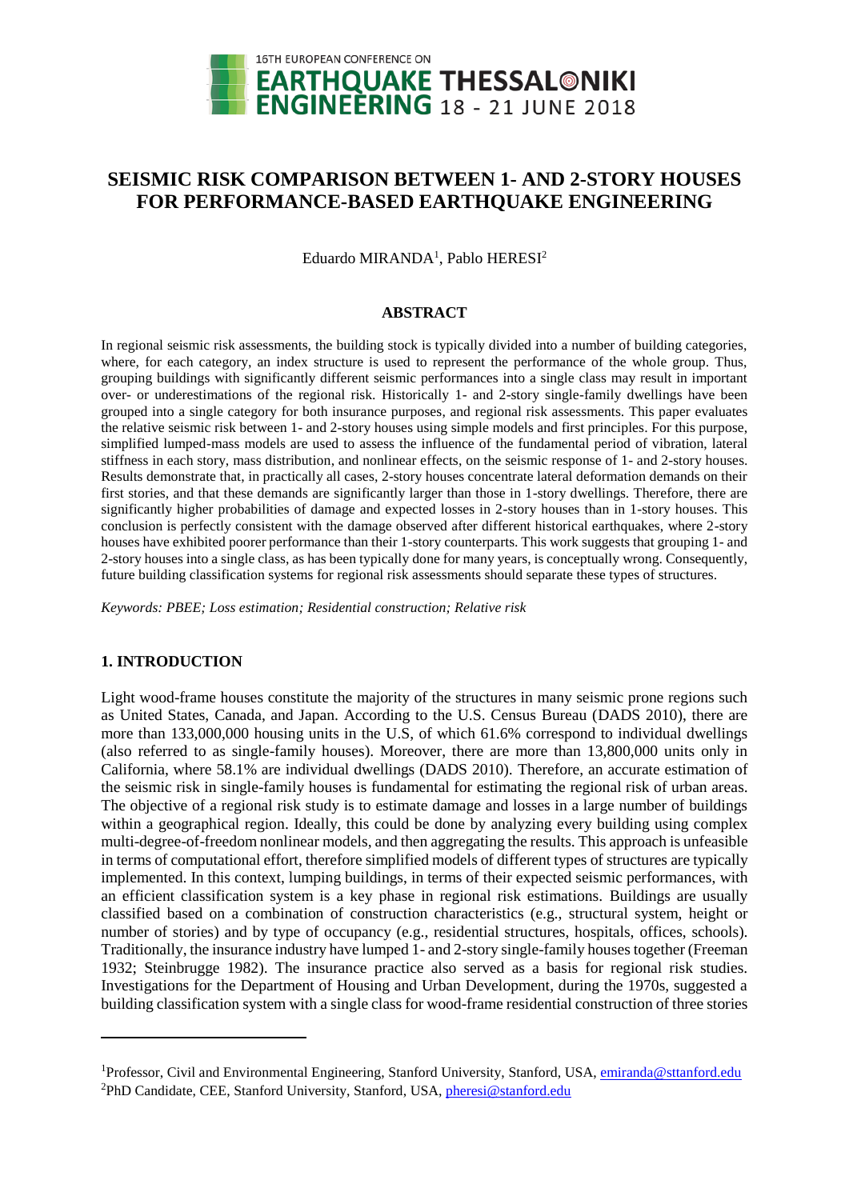# SEISMIC RISK COMPARISON BETWEEN 1- AND 2-STORY HOUSES FOR PERFORMANCE-BASED EARTHQUAKE ENGINEERING

Eduardo MIRANDA[1], Pablo HERESI[2]

## ABSTRACT

In regional seismic risk assessments, the building stock is typically divided into a number of building categories, where, for each category, an index structure is used to represent the performance of the whole group. Thus, grouping buildings with significantly different seismic performances into a single class may result in important over- or underestimations of the regional risk. Historically 1- and 2-story single-family dwellings have been grouped into a single category for both insurance purposes, and regional risk assessments. This paper evaluates the relative seismic risk between 1- and 2-story houses using simple models and first principles. For this purpose, simplified lumped-mass models are used to assess the influence of the fundamental period of vibration, lateral stiffness in each story, mass distribution, and nonlinear effects, on the seismic response of 1- and 2-story houses. Results demonstrate that, in practically all cases, 2-story houses concentrate lateral deformation demands on their first stories, and that these demands are significantly larger than those in 1-story dwellings. Therefore, there are significantly higher probabilities of damage and expected losses in 2-story houses than in 1-story houses. This conclusion is perfectly consistent with the damage observed after different historical earthquakes, where 2-story houses have exhibited poorer performance than their 1-story counterparts. This work suggests that grouping 1- and 2-story houses into a single class, as has been typically done for many years, is conceptually wrong. Consequently, future building classification systems for regional risk assessments should separate these types of structures.

*Keywords: PBEE; Loss estimation; Residential construction; Relative risk*

## 1. INTRODUCTION

Light wood-frame houses constitute the majority of the structures in many seismic prone regions such as United States, Canada, and Japan. According to the U.S. Census Bureau (DADS 2010), there are more than 133,000,000 housing units in the U.S, of which 61.6% correspond to individual dwellings (also referred to as single-family houses). Moreover, there are more than 13,800,000 units only in California, where 58.1% are individual dwellings (DADS 2010). Therefore, an accurate estimation of the seismic risk in single-family houses is fundamental for estimating the regional risk of urban areas. The objective of a regional risk study is to estimate damage and losses in a large number of buildings within a geographical region. Ideally, this could be done by analyzing every building using complex multi-degree-of-freedom nonlinear models, and then aggregating the results. This approach is unfeasible in terms of computational effort, therefore simplified models of different types of structures are typically implemented. In this context, lumping buildings, in terms of their expected seismic performances, with an efficient classification system is a key phase in regional risk estimations. Buildings are usually classified based on a combination of construction characteristics (e.g., structural system, height or number of stories) and by type of occupancy (e.g., residential structures, hospitals, offices, schools). Traditionally, the insurance industry have lumped 1- and 2-story single-family houses together (Freeman 1932; Steinbrugge 1982). The insurance practice also served as a basis for regional risk studies. Investigations for the Department of Housing and Urban Development, during the 1970s, suggested a building classification system with a single class for wood-frame residential construction of three stories

---

[1]Professor, Civil and Environmental Engineering, Stanford University, Stanford, USA, emiranda@sttanford.edu

[2]PhD Candidate, CEE, Stanford University, Stanford, USA, pheresi@stanford.edu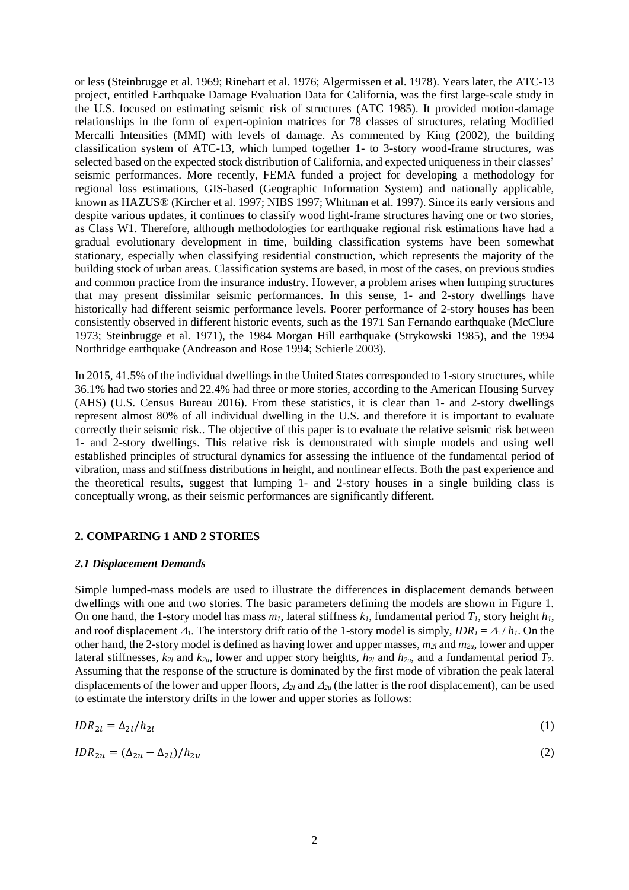or less (Steinbrugge et al. 1969; Rinehart et al. 1976; Algermissen et al. 1978). Years later, the ATC-13 project, entitled Earthquake Damage Evaluation Data for California, was the first large-scale study in the U.S. focused on estimating seismic risk of structures (ATC 1985). It provided motion-damage relationships in the form of expert-opinion matrices for 78 classes of structures, relating Modified Mercalli Intensities (MMI) with levels of damage. As commented by King (2002), the building classification system of ATC-13, which lumped together 1- to 3-story wood-frame structures, was selected based on the expected stock distribution of California, and expected uniqueness in their classes' seismic performances. More recently, FEMA funded a project for developing a methodology for regional loss estimations, GIS-based (Geographic Information System) and nationally applicable, known as HAZUS® (Kircher et al. 1997; NIBS 1997; Whitman et al. 1997). Since its early versions and despite various updates, it continues to classify wood light-frame structures having one or two stories, as Class W1. Therefore, although methodologies for earthquake regional risk estimations have had a gradual evolutionary development in time, building classification systems have been somewhat stationary, especially when classifying residential construction, which represents the majority of the building stock of urban areas. Classification systems are based, in most of the cases, on previous studies and common practice from the insurance industry. However, a problem arises when lumping structures that may present dissimilar seismic performances. In this sense, 1- and 2-story dwellings have historically had different seismic performance levels. Poorer performance of 2-story houses has been consistently observed in different historic events, such as the 1971 San Fernando earthquake (McClure 1973; Steinbrugge et al. 1971), the 1984 Morgan Hill earthquake (Strykowski 1985), and the 1994 Northridge earthquake (Andreason and Rose 1994; Schierle 2003).

In 2015, 41.5% of the individual dwellings in the United States corresponded to 1-story structures, while 36.1% had two stories and 22.4% had three or more stories, according to the American Housing Survey (AHS) (U.S. Census Bureau 2016). From these statistics, it is clear than 1- and 2-story dwellings represent almost 80% of all individual dwelling in the U.S. and therefore it is important to evaluate correctly their seismic risk.. The objective of this paper is to evaluate the relative seismic risk between 1- and 2-story dwellings. This relative risk is demonstrated with simple models and using well established principles of structural dynamics for assessing the influence of the fundamental period of vibration, mass and stiffness distributions in height, and nonlinear effects. Both the past experience and the theoretical results, suggest that lumping 1- and 2-story houses in a single building class is conceptually wrong, as their seismic performances are significantly different.

## 2. COMPARING 1 AND 2 STORIES

### *2.1 Displacement Demands*

Simple lumped-mass models are used to illustrate the differences in displacement demands between dwellings with one and two stories. The basic parameters defining the models are shown in Figure 1. On one hand, the 1-story model has mass $m_1$, lateral stiffness $k_1$, fundamental period $T_1$, story height $h_1$, and roof displacement $\Delta_1$. The interstory drift ratio of the 1-story model is simply, $IDR_1 = \Delta_1 / h_1$. On the other hand, the 2-story model is defined as having lower and upper masses, $m_{2l}$ and $m_{2u}$, lower and upper lateral stiffnesses, $k_{2l}$ and $k_{2u}$, lower and upper story heights, $h_{2l}$ and $h_{2u}$, and a fundamental period $T_2$. Assuming that the response of the structure is dominated by the first mode of vibration the peak lateral displacements of the lower and upper floors, $\Delta_{2l}$ and $\Delta_{2u}$ (the latter is the roof displacement), can be used to estimate the interstory drifts in the lower and upper stories as follows:

$$IDR_{2l} = \Delta_{2l}/h_{2l} \tag{1}$$

$$IDR_{2u} = (\Delta_{2u} - \Delta_{2l})/h_{2u} \tag{2}$$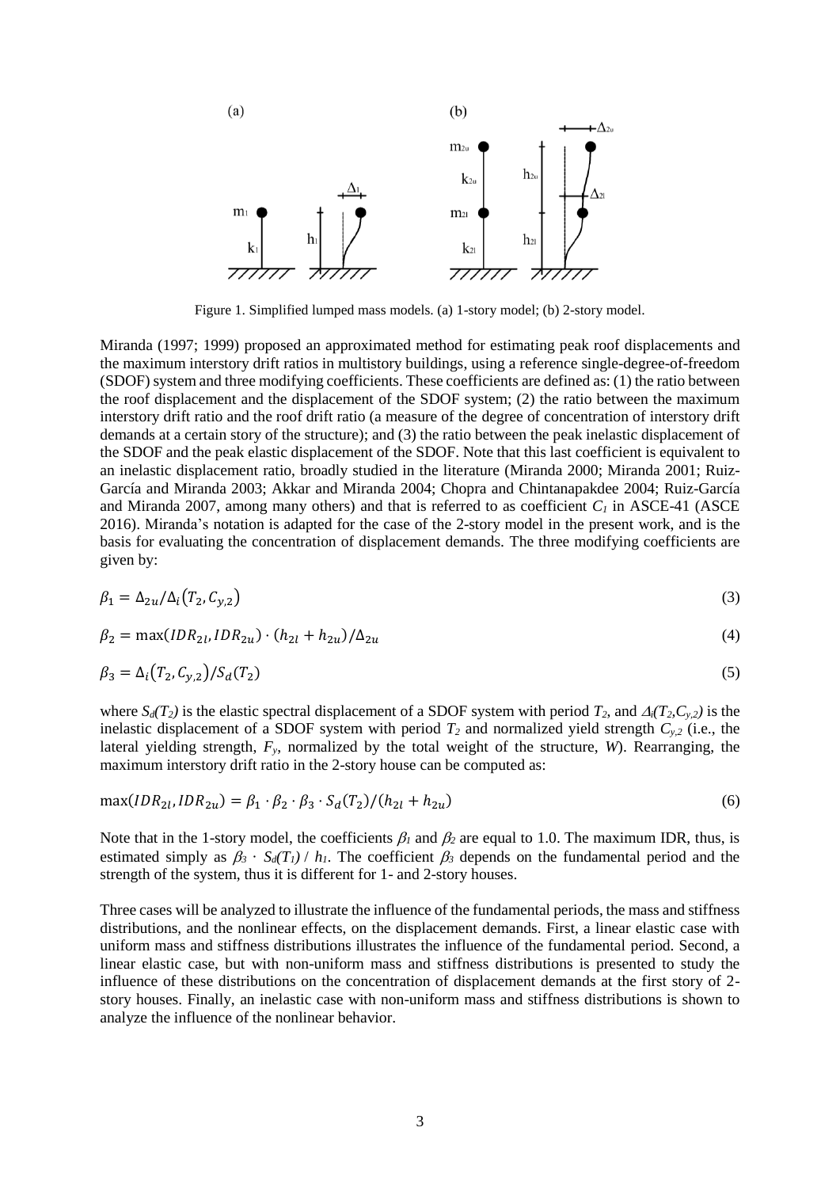Figure 1. Simplified lumped mass models. (a) 1-story model; (b) 2-story model.

Miranda (1997; 1999) proposed an approximated method for estimating peak roof displacements and the maximum interstory drift ratios in multistory buildings, using a reference single-degree-of-freedom (SDOF) system and three modifying coefficients. These coefficients are defined as: (1) the ratio between the roof displacement and the displacement of the SDOF system; (2) the ratio between the maximum interstory drift ratio and the roof drift ratio (a measure of the degree of concentration of interstory drift demands at a certain story of the structure); and (3) the ratio between the peak inelastic displacement of the SDOF and the peak elastic displacement of the SDOF. Note that this last coefficient is equivalent to an inelastic displacement ratio, broadly studied in the literature (Miranda 2000; Miranda 2001; Ruiz-García and Miranda 2003; Akkar and Miranda 2004; Chopra and Chintanapakdee 2004; Ruiz-García and Miranda 2007, among many others) and that is referred to as coefficient $C_1$ in ASCE-41 (ASCE 2016). Miranda's notation is adapted for the case of the 2-story model in the present work, and is the basis for evaluating the concentration of displacement demands. The three modifying coefficients are given by:

$$\beta_1 = \Delta_{2u}/\Delta_i(T_2, C_{y,2}) \tag{3}$$

$$\beta_2 = \max(IDR_{2l}, IDR_{2u}) \cdot (h_{2l} + h_{2u})/\Delta_{2u} \tag{4}$$

$$\beta_3 = \Delta_i(T_2, C_{y,2})/S_d(T_2) \tag{5}$$

where $S_d(T_2)$ is the elastic spectral displacement of a SDOF system with period $T_2$, and $\Delta_i(T_2,C_{y,2})$ is the inelastic displacement of a SDOF system with period $T_2$ and normalized yield strength $C_{y,2}$ (i.e., the lateral yielding strength, $F_y$, normalized by the total weight of the structure, $W$). Rearranging, the maximum interstory drift ratio in the 2-story house can be computed as:

$$\max(IDR_{2l}, IDR_{2u}) = \beta_1 \cdot \beta_2 \cdot \beta_3 \cdot S_d(T_2)/(h_{2l} + h_{2u}) \tag{6}$$

Note that in the 1-story model, the coefficients $\beta_1$ and $\beta_2$ are equal to 1.0. The maximum IDR, thus, is estimated simply as $\beta_3 \cdot S_d(T_1) / h_1$. The coefficient $\beta_3$ depends on the fundamental period and the strength of the system, thus it is different for 1- and 2-story houses.

Three cases will be analyzed to illustrate the influence of the fundamental periods, the mass and stiffness distributions, and the nonlinear effects, on the displacement demands. First, a linear elastic case with uniform mass and stiffness distributions illustrates the influence of the fundamental period. Second, a linear elastic case, but with non-uniform mass and stiffness distributions is presented to study the influence of these distributions on the concentration of displacement demands at the first story of 2-story houses. Finally, an inelastic case with non-uniform mass and stiffness distributions is shown to analyze the influence of the nonlinear behavior.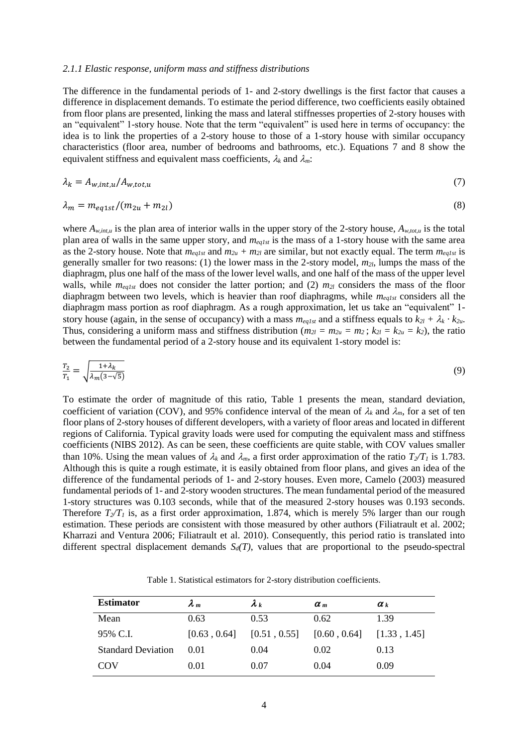### *2.1.1 Elastic response, uniform mass and stiffness distributions*

The difference in the fundamental periods of 1- and 2-story dwellings is the first factor that causes a difference in displacement demands. To estimate the period difference, two coefficients easily obtained from floor plans are presented, linking the mass and lateral stiffnesses properties of 2-story houses with an "equivalent" 1-story house. Note that the term "equivalent" is used here in terms of occupancy: the idea is to link the properties of a 2-story house to those of a 1-story house with similar occupancy characteristics (floor area, number of bedrooms and bathrooms, etc.). Equations 7 and 8 show the equivalent stiffness and equivalent mass coefficients, $\lambda_k$ and $\lambda_m$:

$$\lambda_k = A_{w,int,u}/A_{w,tot,u} \tag{7}$$

$$\lambda_m = m_{eq1st}/(m_{2u} + m_{2l}) \tag{8}$$

where $A_{w,int,u}$ is the plan area of interior walls in the upper story of the 2-story house, $A_{w,tot,u}$ is the total plan area of walls in the same upper story, and $m_{eq1st}$ is the mass of a 1-story house with the same area as the 2-story house. Note that $m_{eq1st}$ and $m_{2u} + m_{2l}$ are similar, but not exactly equal. The term $m_{eq1st}$ is generally smaller for two reasons: (1) the lower mass in the 2-story model, $m_{2l}$, lumps the mass of the diaphragm, plus one half of the mass of the lower level walls, and one half of the mass of the upper level walls, while $m_{eq1st}$ does not consider the latter portion; and (2) $m_{2l}$ considers the mass of the floor diaphragm between two levels, which is heavier than roof diaphragms, while $m_{eq1st}$ considers all the diaphragm mass portion as roof diaphragm. As a rough approximation, let us take an "equivalent" 1-story house (again, in the sense of occupancy) with a mass $m_{eq1st}$ and a stiffness equals to $k_{2l} + \lambda_k \cdot k_{2u}$. Thus, considering a uniform mass and stiffness distribution ($m_{2l} = m_{2u} = m_2$ ; $k_{2l} = k_{2u} = k_2$), the ratio between the fundamental period of a 2-story house and its equivalent 1-story model is:

$$\frac{T_2}{T_1} = \sqrt{\frac{1+\lambda_k}{\lambda_m\left(3-\sqrt{5}\right)}} \tag{9}$$

To estimate the order of magnitude of this ratio, Table 1 presents the mean, standard deviation, coefficient of variation (COV), and 95% confidence interval of the mean of $\lambda_k$ and $\lambda_m$, for a set of ten floor plans of 2-story houses of different developers, with a variety of floor areas and located in different regions of California. Typical gravity loads were used for computing the equivalent mass and stiffness coefficients (NIBS 2012). As can be seen, these coefficients are quite stable, with COV values smaller than 10%. Using the mean values of $\lambda_k$ and $\lambda_m$, a first order approximation of the ratio $T_2/T_1$ is 1.783. Although this is quite a rough estimate, it is easily obtained from floor plans, and gives an idea of the difference of the fundamental periods of 1- and 2-story houses. Even more, Camelo (2003) measured fundamental periods of 1- and 2-story wooden structures. The mean fundamental period of the measured 1-story structures was 0.103 seconds, while that of the measured 2-story houses was 0.193 seconds. Therefore $T_2/T_1$ is, as a first order approximation, 1.874, which is merely 5% larger than our rough estimation. These periods are consistent with those measured by other authors (Filiatrault et al. 2002; Kharrazi and Ventura 2006; Filiatrault et al. 2010). Consequently, this period ratio is translated into different spectral displacement demands $S_d(T)$, values that are proportional to the pseudo-spectral

Table 1. Statistical estimators for 2-story distribution coefficients.

| **Estimator** | $\lambda_m$ | $\lambda_k$ | $\alpha_m$ | $\alpha_k$ |
|---|---|---|---|---|
| Mean | 0.63 | 0.53 | 0.62 | 1.39 |
| 95% C.I. | [0.63 , 0.64] | [0.51 , 0.55] | [0.60 , 0.64] | [1.33 , 1.45] |
| Standard Deviation | 0.01 | 0.04 | 0.02 | 0.13 |
| COV | 0.01 | 0.07 | 0.04 | 0.09 |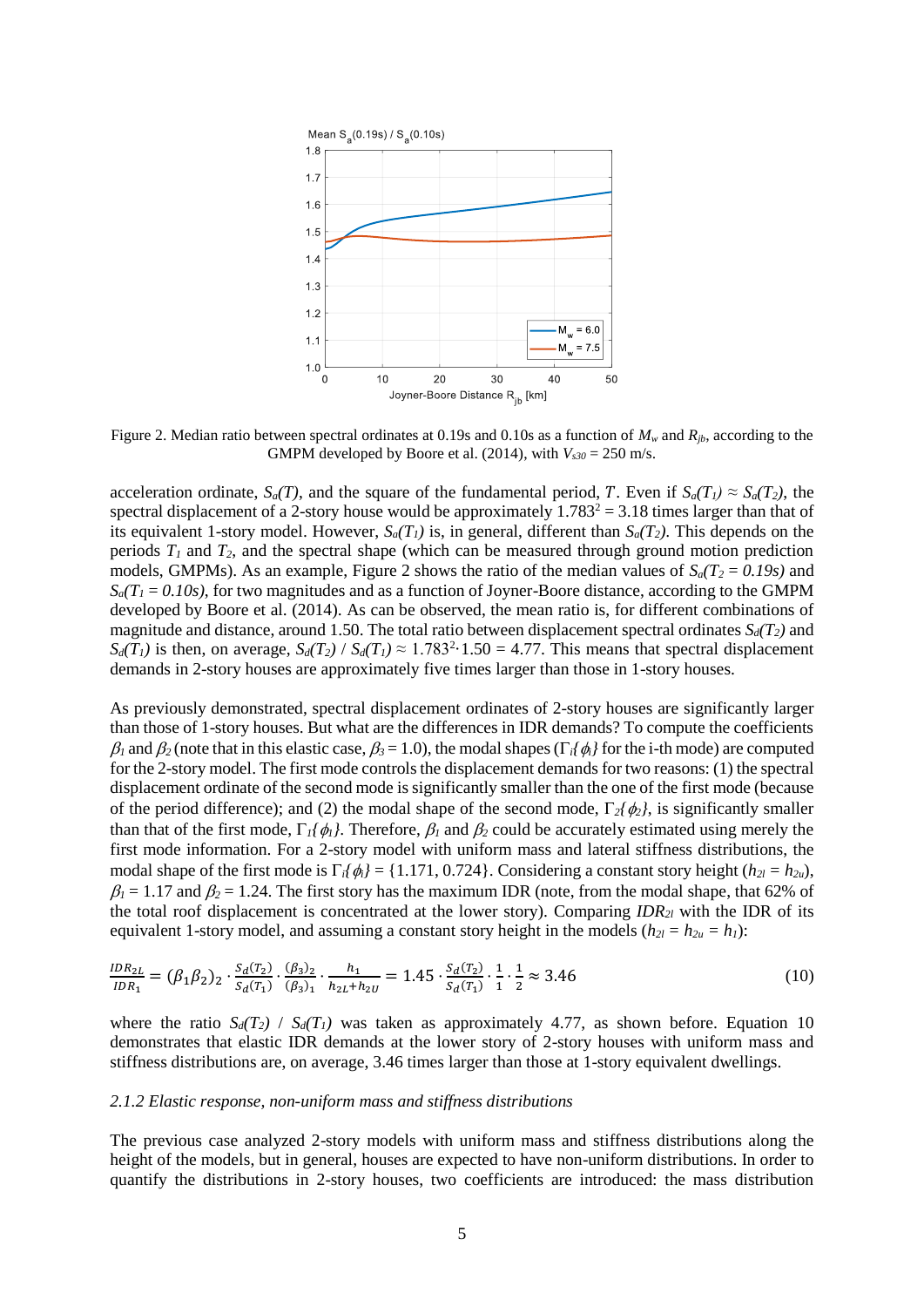Figure 2. Median ratio between spectral ordinates at 0.19s and 0.10s as a function of $M_w$ and $R_{jb}$, according to the GMPM developed by Boore et al. (2014), with $V_{s30}$ = 250 m/s.

acceleration ordinate, $S_a(T)$, and the square of the fundamental period, $T$. Even if $S_a(T_1) \approx S_a(T_2)$, the spectral displacement of a 2-story house would be approximately $1.783^2 = 3.18$ times larger than that of its equivalent 1-story model. However, $S_a(T_1)$ is, in general, different than $S_a(T_2)$. This depends on the periods $T_1$ and $T_2$, and the spectral shape (which can be measured through ground motion prediction models, GMPMs). As an example, Figure 2 shows the ratio of the median values of $S_a(T_2 = 0.19s)$ and $S_a(T_1 = 0.10s)$, for two magnitudes and as a function of Joyner-Boore distance, according to the GMPM developed by Boore et al. (2014). As can be observed, the mean ratio is, for different combinations of magnitude and distance, around 1.50. The total ratio between displacement spectral ordinates $S_d(T_2)$ and $S_d(T_1)$ is then, on average, $S_d(T_2)$ / $S_d(T_1) \approx 1.783^2 \cdot 1.50 = 4.77$. This means that spectral displacement demands in 2-story houses are approximately five times larger than those in 1-story houses.

As previously demonstrated, spectral displacement ordinates of 2-story houses are significantly larger than those of 1-story houses. But what are the differences in IDR demands? To compute the coefficients $\beta_1$ and $\beta_2$ (note that in this elastic case, $\beta_3 = 1.0$), the modal shapes ($\Gamma_i\{\phi_i\}$ for the i-th mode) are computed for the 2-story model. The first mode controls the displacement demands for two reasons: (1) the spectral displacement ordinate of the second mode is significantly smaller than the one of the first mode (because of the period difference); and (2) the modal shape of the second mode, $\Gamma_2\{\phi_2\}$, is significantly smaller than that of the first mode, $\Gamma_1\{\phi_1\}$. Therefore, $\beta_1$ and $\beta_2$ could be accurately estimated using merely the first mode information. For a 2-story model with uniform mass and lateral stiffness distributions, the modal shape of the first mode is $\Gamma_1\{\phi_1\} = \{1.171, 0.724\}$. Considering a constant story height ($h_{2l} = h_{2u}$), $\beta_1 = 1.17$ and $\beta_2 = 1.24$. The first story has the maximum IDR (note, from the modal shape, that 62% of the total roof displacement is concentrated at the lower story). Comparing $IDR_{2l}$ with the IDR of its equivalent 1-story model, and assuming a constant story height in the models ($h_{2l} = h_{2u} = h_1$):

$$\frac{IDR_{2L}}{IDR_1} = (\beta_1\beta_2)_2 \cdot \frac{S_d(T_2)}{S_d(T_1)} \cdot \frac{(\beta_3)_2}{(\beta_3)_1} \cdot \frac{h_1}{h_{2L}+h_{2U}} = 1.45 \cdot \frac{S_d(T_2)}{S_d(T_1)} \cdot \frac{1}{1} \cdot \frac{1}{2} \approx 3.46 \tag{10}$$

where the ratio $S_d(T_2)$ / $S_d(T_1)$ was taken as approximately 4.77, as shown before. Equation 10 demonstrates that elastic IDR demands at the lower story of 2-story houses with uniform mass and stiffness distributions are, on average, 3.46 times larger than those at 1-story equivalent dwellings.

### *2.1.2 Elastic response, non-uniform mass and stiffness distributions*

The previous case analyzed 2-story models with uniform mass and stiffness distributions along the height of the models, but in general, houses are expected to have non-uniform distributions. In order to quantify the distributions in 2-story houses, two coefficients are introduced: the mass distribution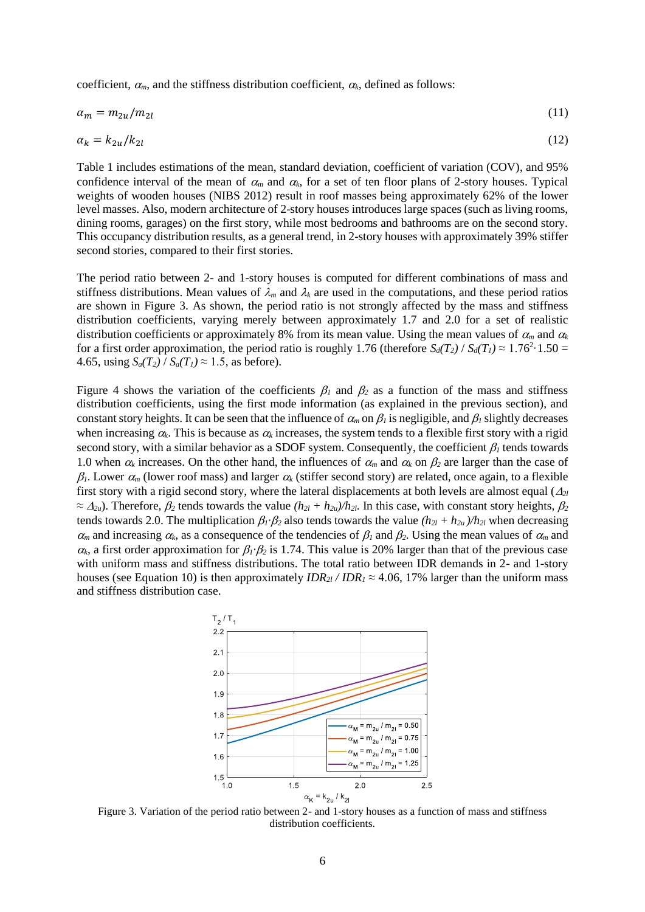coefficient, $\alpha_m$, and the stiffness distribution coefficient, $\alpha_k$, defined as follows:

$$\alpha_m = m_{2u}/m_{2l} \tag{11}$$

$$\alpha_k = k_{2u}/k_{2l} \tag{12}$$

Table 1 includes estimations of the mean, standard deviation, coefficient of variation (COV), and 95% confidence interval of the mean of $\alpha_m$ and $\alpha_k$, for a set of ten floor plans of 2-story houses. Typical weights of wooden houses (NIBS 2012) result in roof masses being approximately 62% of the lower level masses. Also, modern architecture of 2-story houses introduces large spaces (such as living rooms, dining rooms, garages) on the first story, while most bedrooms and bathrooms are on the second story. This occupancy distribution results, as a general trend, in 2-story houses with approximately 39% stiffer second stories, compared to their first stories.

The period ratio between 2- and 1-story houses is computed for different combinations of mass and stiffness distributions. Mean values of $\lambda_m$ and $\lambda_k$ are used in the computations, and these period ratios are shown in Figure 3. As shown, the period ratio is not strongly affected by the mass and stiffness distribution coefficients, varying merely between approximately 1.7 and 2.0 for a set of realistic distribution coefficients or approximately 8% from its mean value. Using the mean values of $\alpha_m$ and $\alpha_k$ for a first order approximation, the period ratio is roughly 1.76 (therefore $S_d(T_2) / S_d(T_1) \approx 1.76^2 \cdot 1.50 = 4.65$, using $S_a(T_2) / S_a(T_1) \approx 1.5$, as before).

Figure 4 shows the variation of the coefficients $\beta_1$ and $\beta_2$ as a function of the mass and stiffness distribution coefficients, using the first mode information (as explained in the previous section), and constant story heights. It can be seen that the influence of $\alpha_m$ on $\beta_1$ is negligible, and $\beta_1$ slightly decreases when increasing $\alpha_k$. This is because as $\alpha_k$ increases, the system tends to a flexible first story with a rigid second story, with a similar behavior as a SDOF system. Consequently, the coefficient $\beta_1$ tends towards 1.0 when $\alpha_k$ increases. On the other hand, the influences of $\alpha_m$ and $\alpha_k$ on $\beta_2$ are larger than the case of $\beta_1$. Lower $\alpha_m$ (lower roof mass) and larger $\alpha_k$ (stiffer second story) are related, once again, to a flexible first story with a rigid second story, where the lateral displacements at both levels are almost equal ($\Delta_{2l} \approx \Delta_{2u}$). Therefore, $\beta_2$ tends towards the value $(h_{2l} + h_{2u})/h_{2l}$. In this case, with constant story heights, $\beta_2$ tends towards 2.0. The multiplication $\beta_1 \cdot \beta_2$ also tends towards the value $(h_{2l} + h_{2u})/h_{2l}$ when decreasing $\alpha_m$ and increasing $\alpha_k$, as a consequence of the tendencies of $\beta_1$ and $\beta_2$. Using the mean values of $\alpha_m$ and $\alpha_k$, a first order approximation for $\beta_1 \cdot \beta_2$ is 1.74. This value is 20% larger than that of the previous case with uniform mass and stiffness distributions. The total ratio between IDR demands in 2- and 1-story houses (see Equation 10) is then approximately $IDR_{2l} / IDR_1 \approx 4.06$, 17% larger than the uniform mass and stiffness distribution case.

Figure 3. Variation of the period ratio between 2- and 1-story houses as a function of mass and stiffness distribution coefficients.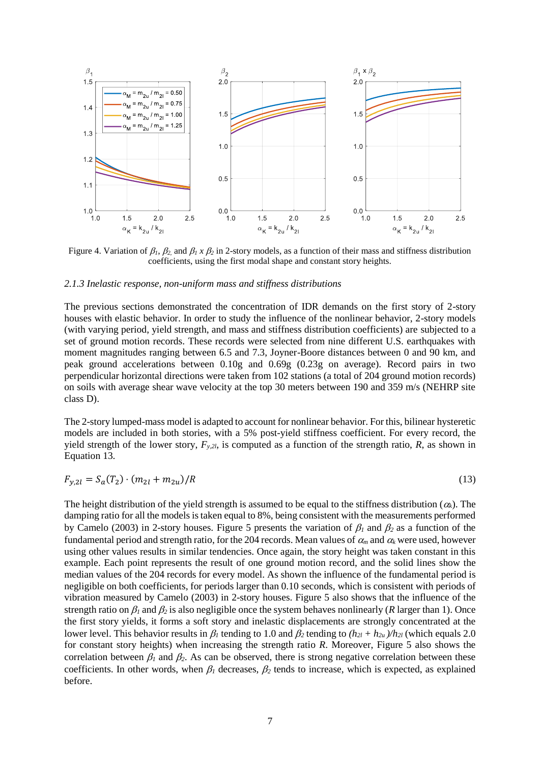Figure 4. Variation of $\beta_1$, $\beta_2$, and $\beta_1$ x $\beta_2$ in 2-story models, as a function of their mass and stiffness distribution coefficients, using the first modal shape and constant story heights.

### 2.1.3 Inelastic response, non-uniform mass and stiffness distributions

The previous sections demonstrated the concentration of IDR demands on the first story of 2-story houses with elastic behavior. In order to study the influence of the nonlinear behavior, 2-story models (with varying period, yield strength, and mass and stiffness distribution coefficients) are subjected to a set of ground motion records. These records were selected from nine different U.S. earthquakes with moment magnitudes ranging between 6.5 and 7.3, Joyner-Boore distances between 0 and 90 km, and peak ground accelerations between 0.10g and 0.69g (0.23g on average). Record pairs in two perpendicular horizontal directions were taken from 102 stations (a total of 204 ground motion records) on soils with average shear wave velocity at the top 30 meters between 190 and 359 m/s (NEHRP site class D).

The 2-story lumped-mass model is adapted to account for nonlinear behavior. For this, bilinear hysteretic models are included in both stories, with a 5% post-yield stiffness coefficient. For every record, the yield strength of the lower story, $F_{y,2l}$, is computed as a function of the strength ratio, $R$, as shown in Equation 13.

$$F_{y,2l} = S_a(T_2) \cdot (m_{2l} + m_{2u})/R \tag{13}$$

The height distribution of the yield strength is assumed to be equal to the stiffness distribution ($\alpha_k$). The damping ratio for all the models is taken equal to 8%, being consistent with the measurements performed by Camelo (2003) in 2-story houses. Figure 5 presents the variation of $\beta_1$ and $\beta_2$ as a function of the fundamental period and strength ratio, for the 204 records. Mean values of $\alpha_m$ and $\alpha_k$ were used, however using other values results in similar tendencies. Once again, the story height was taken constant in this example. Each point represents the result of one ground motion record, and the solid lines show the median values of the 204 records for every model. As shown the influence of the fundamental period is negligible on both coefficients, for periods larger than 0.10 seconds, which is consistent with periods of vibration measured by Camelo (2003) in 2-story houses. Figure 5 also shows that the influence of the strength ratio on $\beta_1$ and $\beta_2$ is also negligible once the system behaves nonlinearly ($R$ larger than 1). Once the first story yields, it forms a soft story and inelastic displacements are strongly concentrated at the lower level. This behavior results in $\beta_1$ tending to 1.0 and $\beta_2$ tending to $(h_{2l} + h_{2u})/h_{2l}$ (which equals 2.0 for constant story heights) when increasing the strength ratio $R$. Moreover, Figure 5 also shows the correlation between $\beta_1$ and $\beta_2$. As can be observed, there is strong negative correlation between these coefficients. In other words, when $\beta_1$ decreases, $\beta_2$ tends to increase, which is expected, as explained before.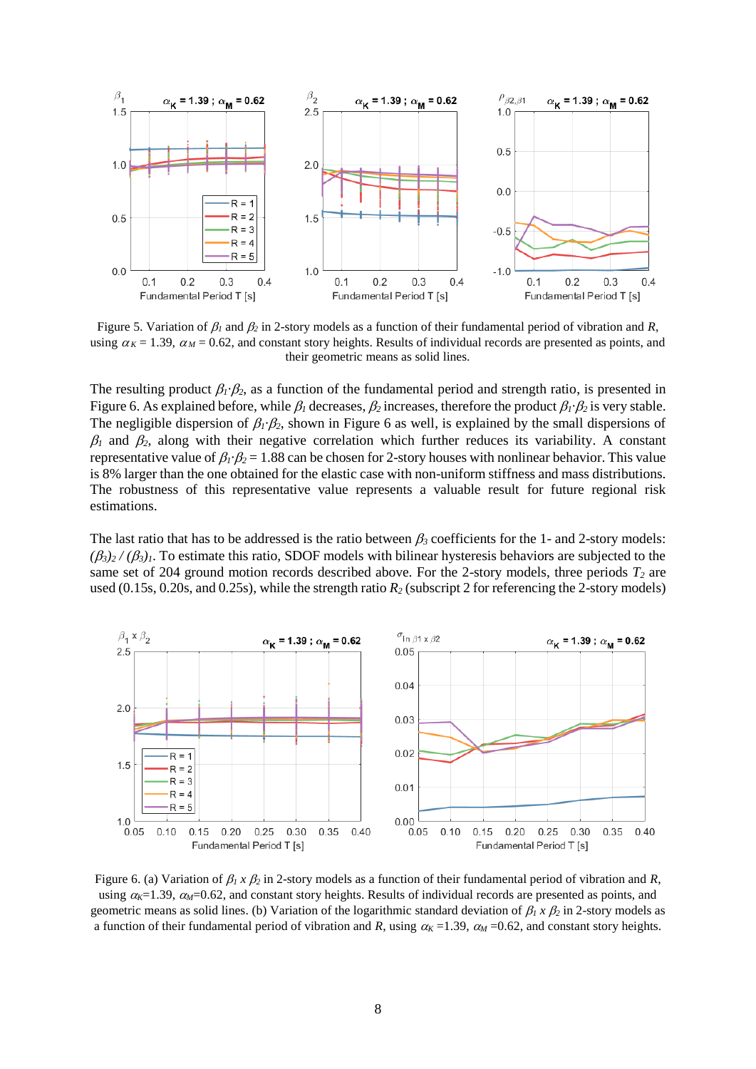Figure 5. Variation of $\beta_1$ and $\beta_2$ in 2-story models as a function of their fundamental period of vibration and $R$, using $\alpha_K$ = 1.39, $\alpha_M$ = 0.62, and constant story heights. Results of individual records are presented as points, and their geometric means as solid lines.

The resulting product $\beta_1{\cdot}\beta_2$, as a function of the fundamental period and strength ratio, is presented in Figure 6. As explained before, while $\beta_1$ decreases, $\beta_2$ increases, therefore the product $\beta_1{\cdot}\beta_2$ is very stable. The negligible dispersion of $\beta_1{\cdot}\beta_2$, shown in Figure 6 as well, is explained by the small dispersions of $\beta_1$ and $\beta_2$, along with their negative correlation which further reduces its variability. A constant representative value of $\beta_1{\cdot}\beta_2 = 1.88$ can be chosen for 2-story houses with nonlinear behavior. This value is 8% larger than the one obtained for the elastic case with non-uniform stiffness and mass distributions. The robustness of this representative value represents a valuable result for future regional risk estimations.

The last ratio that has to be addressed is the ratio between $\beta_3$ coefficients for the 1- and 2-story models: $(\beta_3)_2 / (\beta_3)_1$. To estimate this ratio, SDOF models with bilinear hysteresis behaviors are subjected to the same set of 204 ground motion records described above. For the 2-story models, three periods $T_2$ are used (0.15s, 0.20s, and 0.25s), while the strength ratio $R_2$ (subscript 2 for referencing the 2-story models)

Figure 6. (a) Variation of $\beta_1$ x $\beta_2$ in 2-story models as a function of their fundamental period of vibration and $R$, using $\alpha_K$=1.39, $\alpha_M$=0.62, and constant story heights. Results of individual records are presented as points, and geometric means as solid lines. (b) Variation of the logarithmic standard deviation of $\beta_1$ x $\beta_2$ in 2-story models as a function of their fundamental period of vibration and $R$, using $\alpha_K$ =1.39, $\alpha_M$ =0.62, and constant story heights.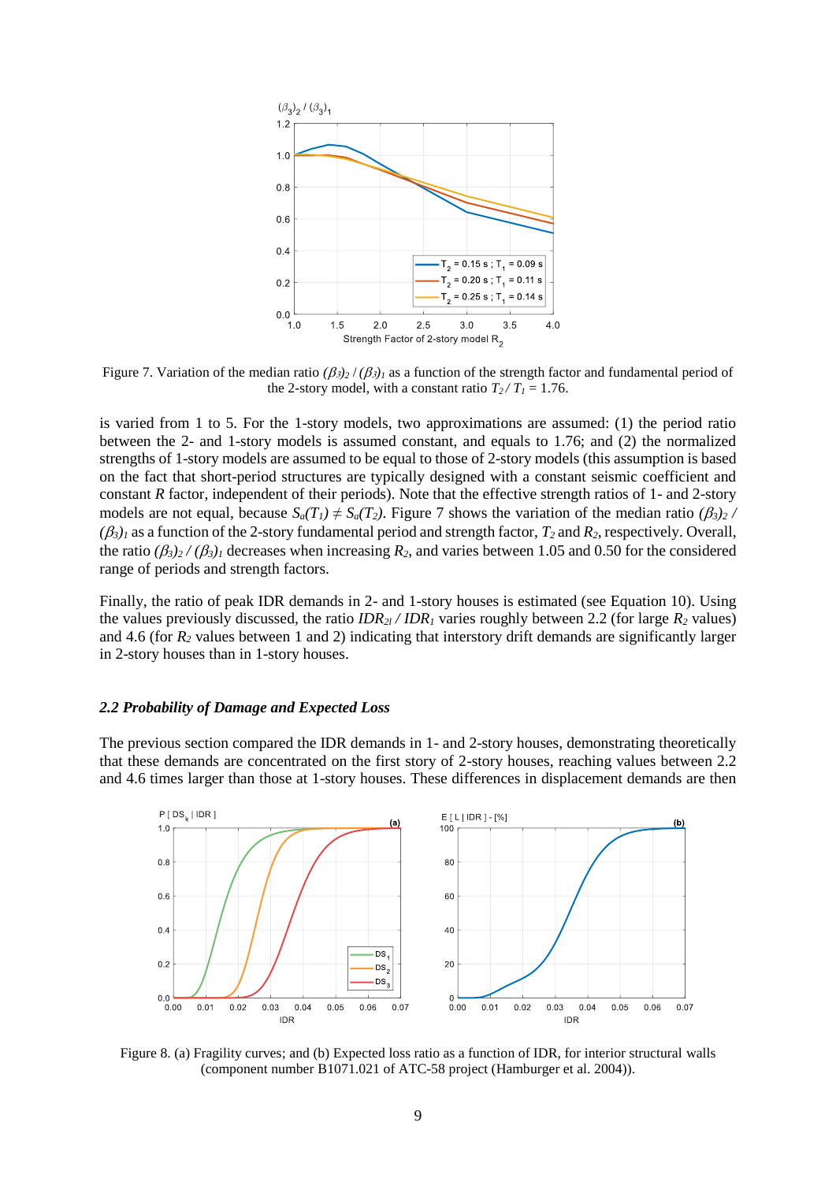Figure 7. Variation of the median ratio $(\beta_3)_2 / (\beta_3)_1$ as a function of the strength factor and fundamental period of the 2-story model, with a constant ratio $T_2 / T_1 = 1.76$.

is varied from 1 to 5. For the 1-story models, two approximations are assumed: (1) the period ratio between the 2- and 1-story models is assumed constant, and equals to 1.76; and (2) the normalized strengths of 1-story models are assumed to be equal to those of 2-story models (this assumption is based on the fact that short-period structures are typically designed with a constant seismic coefficient and constant $R$ factor, independent of their periods). Note that the effective strength ratios of 1- and 2-story models are not equal, because $S_a(T_1) \neq S_a(T_2)$. Figure 7 shows the variation of the median ratio $(\beta_3)_2 / (\beta_3)_1$ as a function of the 2-story fundamental period and strength factor, $T_2$ and $R_2$, respectively. Overall, the ratio $(\beta_3)_2 / (\beta_3)_1$ decreases when increasing $R_2$, and varies between 1.05 and 0.50 for the considered range of periods and strength factors.

Finally, the ratio of peak IDR demands in 2- and 1-story houses is estimated (see Equation 10). Using the values previously discussed, the ratio $IDR_{2l} / IDR_1$ varies roughly between 2.2 (for large $R_2$ values) and 4.6 (for $R_2$ values between 1 and 2) indicating that interstory drift demands are significantly larger in 2-story houses than in 1-story houses.

### *2.2 Probability of Damage and Expected Loss*

The previous section compared the IDR demands in 1- and 2-story houses, demonstrating theoretically that these demands are concentrated on the first story of 2-story houses, reaching values between 2.2 and 4.6 times larger than those at 1-story houses. These differences in displacement demands are then

Figure 8. (a) Fragility curves; and (b) Expected loss ratio as a function of IDR, for interior structural walls (component number B1071.021 of ATC-58 project (Hamburger et al. 2004)).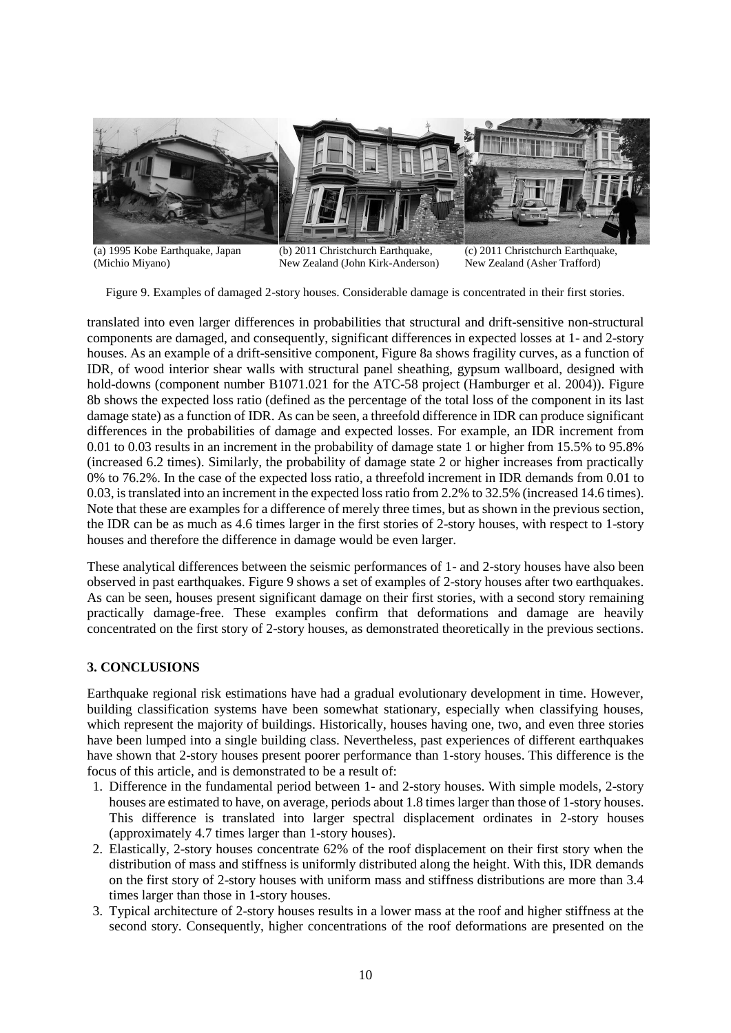(a) 1995 Kobe Earthquake, Japan (Michio Miyano)

(b) 2011 Christchurch Earthquake, New Zealand (John Kirk-Anderson)

(c) 2011 Christchurch Earthquake, New Zealand (Asher Trafford)

Figure 9. Examples of damaged 2-story houses. Considerable damage is concentrated in their first stories.

translated into even larger differences in probabilities that structural and drift-sensitive non-structural components are damaged, and consequently, significant differences in expected losses at 1- and 2-story houses. As an example of a drift-sensitive component, Figure 8a shows fragility curves, as a function of IDR, of wood interior shear walls with structural panel sheathing, gypsum wallboard, designed with hold-downs (component number B1071.021 for the ATC-58 project (Hamburger et al. 2004)). Figure 8b shows the expected loss ratio (defined as the percentage of the total loss of the component in its last damage state) as a function of IDR. As can be seen, a threefold difference in IDR can produce significant differences in the probabilities of damage and expected losses. For example, an IDR increment from 0.01 to 0.03 results in an increment in the probability of damage state 1 or higher from 15.5% to 95.8% (increased 6.2 times). Similarly, the probability of damage state 2 or higher increases from practically 0% to 76.2%. In the case of the expected loss ratio, a threefold increment in IDR demands from 0.01 to 0.03, is translated into an increment in the expected loss ratio from 2.2% to 32.5% (increased 14.6 times). Note that these are examples for a difference of merely three times, but as shown in the previous section, the IDR can be as much as 4.6 times larger in the first stories of 2-story houses, with respect to 1-story houses and therefore the difference in damage would be even larger.

These analytical differences between the seismic performances of 1- and 2-story houses have also been observed in past earthquakes. Figure 9 shows a set of examples of 2-story houses after two earthquakes. As can be seen, houses present significant damage on their first stories, with a second story remaining practically damage-free. These examples confirm that deformations and damage are heavily concentrated on the first story of 2-story houses, as demonstrated theoretically in the previous sections.

## 3. CONCLUSIONS

Earthquake regional risk estimations have had a gradual evolutionary development in time. However, building classification systems have been somewhat stationary, especially when classifying houses, which represent the majority of buildings. Historically, houses having one, two, and even three stories have been lumped into a single building class. Nevertheless, past experiences of different earthquakes have shown that 2-story houses present poorer performance than 1-story houses. This difference is the focus of this article, and is demonstrated to be a result of:

1. Difference in the fundamental period between 1- and 2-story houses. With simple models, 2-story houses are estimated to have, on average, periods about 1.8 times larger than those of 1-story houses. This difference is translated into larger spectral displacement ordinates in 2-story houses (approximately 4.7 times larger than 1-story houses).
2. Elastically, 2-story houses concentrate 62% of the roof displacement on their first story when the distribution of mass and stiffness is uniformly distributed along the height. With this, IDR demands on the first story of 2-story houses with uniform mass and stiffness distributions are more than 3.4 times larger than those in 1-story houses.
3. Typical architecture of 2-story houses results in a lower mass at the roof and higher stiffness at the second story. Consequently, higher concentrations of the roof deformations are presented on the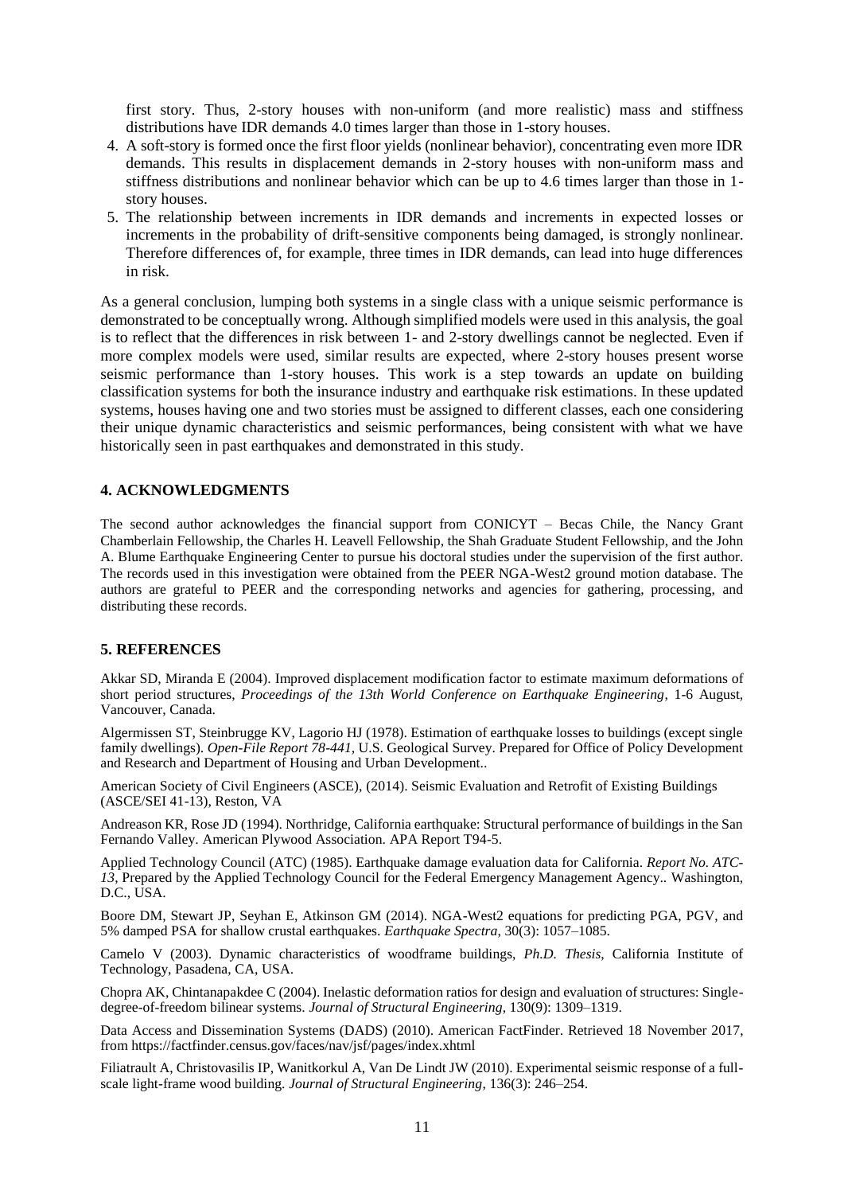first story. Thus, 2-story houses with non-uniform (and more realistic) mass and stiffness distributions have IDR demands 4.0 times larger than those in 1-story houses.

4. A soft-story is formed once the first floor yields (nonlinear behavior), concentrating even more IDR demands. This results in displacement demands in 2-story houses with non-uniform mass and stiffness distributions and nonlinear behavior which can be up to 4.6 times larger than those in 1-story houses.
5. The relationship between increments in IDR demands and increments in expected losses or increments in the probability of drift-sensitive components being damaged, is strongly nonlinear. Therefore differences of, for example, three times in IDR demands, can lead into huge differences in risk.

As a general conclusion, lumping both systems in a single class with a unique seismic performance is demonstrated to be conceptually wrong. Although simplified models were used in this analysis, the goal is to reflect that the differences in risk between 1- and 2-story dwellings cannot be neglected. Even if more complex models were used, similar results are expected, where 2-story houses present worse seismic performance than 1-story houses. This work is a step towards an update on building classification systems for both the insurance industry and earthquake risk estimations. In these updated systems, houses having one and two stories must be assigned to different classes, each one considering their unique dynamic characteristics and seismic performances, being consistent with what we have historically seen in past earthquakes and demonstrated in this study.

## 4. ACKNOWLEDGMENTS

The second author acknowledges the financial support from CONICYT – Becas Chile, the Nancy Grant Chamberlain Fellowship, the Charles H. Leavell Fellowship, the Shah Graduate Student Fellowship, and the John A. Blume Earthquake Engineering Center to pursue his doctoral studies under the supervision of the first author. The records used in this investigation were obtained from the PEER NGA-West2 ground motion database. The authors are grateful to PEER and the corresponding networks and agencies for gathering, processing, and distributing these records.

## 5. REFERENCES

Akkar SD, Miranda E (2004). Improved displacement modification factor to estimate maximum deformations of short period structures, *Proceedings of the 13th World Conference on Earthquake Engineering*, 1-6 August, Vancouver, Canada.

Algermissen ST, Steinbrugge KV, Lagorio HJ (1978). Estimation of earthquake losses to buildings (except single family dwellings). *Open-File Report 78-441,* U.S. Geological Survey. Prepared for Office of Policy Development and Research and Department of Housing and Urban Development..

American Society of Civil Engineers (ASCE), (2014). Seismic Evaluation and Retrofit of Existing Buildings (ASCE/SEI 41-13), Reston, VA

Andreason KR, Rose JD (1994). Northridge, California earthquake: Structural performance of buildings in the San Fernando Valley. American Plywood Association. APA Report T94-5.

Applied Technology Council (ATC) (1985). Earthquake damage evaluation data for California. *Report No. ATC-13*, Prepared by the Applied Technology Council for the Federal Emergency Management Agency.. Washington, D.C., USA.

Boore DM, Stewart JP, Seyhan E, Atkinson GM (2014). NGA-West2 equations for predicting PGA, PGV, and 5% damped PSA for shallow crustal earthquakes. *Earthquake Spectra*, 30(3): 1057–1085.

Camelo V (2003). Dynamic characteristics of woodframe buildings, *Ph.D. Thesis*, California Institute of Technology, Pasadena, CA, USA.

Chopra AK, Chintanapakdee C (2004). Inelastic deformation ratios for design and evaluation of structures: Single-degree-of-freedom bilinear systems. *Journal of Structural Engineering*, 130(9): 1309–1319.

Data Access and Dissemination Systems (DADS) (2010). American FactFinder. Retrieved 18 November 2017, from https://factfinder.census.gov/faces/nav/jsf/pages/index.xhtml

Filiatrault A, Christovasilis IP, Wanitkorkul A, Van De Lindt JW (2010). Experimental seismic response of a full-scale light-frame wood building. *Journal of Structural Engineering*, 136(3): 246–254.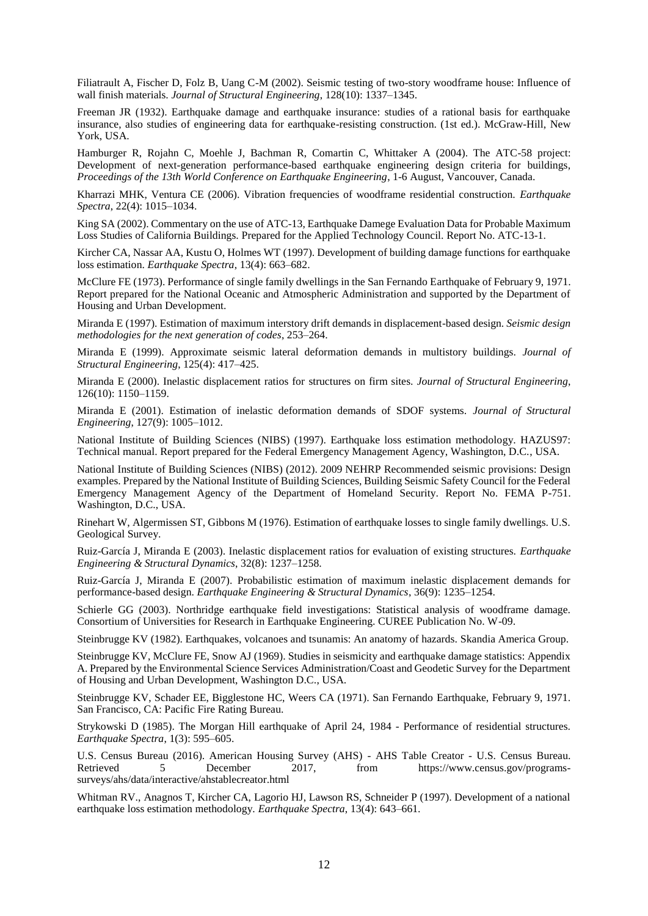Filiatrault A, Fischer D, Folz B, Uang C-M (2002). Seismic testing of two-story woodframe house: Influence of wall finish materials. *Journal of Structural Engineering*, 128(10): 1337–1345.

Freeman JR (1932). Earthquake damage and earthquake insurance: studies of a rational basis for earthquake insurance, also studies of engineering data for earthquake-resisting construction. (1st ed.). McGraw-Hill, New York, USA.

Hamburger R, Rojahn C, Moehle J, Bachman R, Comartin C, Whittaker A (2004). The ATC-58 project: Development of next-generation performance-based earthquake engineering design criteria for buildings, *Proceedings of the 13th World Conference on Earthquake Engineering*, 1-6 August, Vancouver, Canada.

Kharrazi MHK, Ventura CE (2006). Vibration frequencies of woodframe residential construction. *Earthquake Spectra*, 22(4): 1015–1034.

King SA (2002). Commentary on the use of ATC-13, Earthquake Damege Evaluation Data for Probable Maximum Loss Studies of California Buildings. Prepared for the Applied Technology Council. Report No. ATC-13-1.

Kircher CA, Nassar AA, Kustu O, Holmes WT (1997). Development of building damage functions for earthquake loss estimation. *Earthquake Spectra*, 13(4): 663–682.

McClure FE (1973). Performance of single family dwellings in the San Fernando Earthquake of February 9, 1971. Report prepared for the National Oceanic and Atmospheric Administration and supported by the Department of Housing and Urban Development.

Miranda E (1997). Estimation of maximum interstory drift demands in displacement-based design. *Seismic design methodologies for the next generation of codes*, 253–264.

Miranda E (1999). Approximate seismic lateral deformation demands in multistory buildings. *Journal of Structural Engineering*, 125(4): 417–425.

Miranda E (2000). Inelastic displacement ratios for structures on firm sites. *Journal of Structural Engineering*, 126(10): 1150–1159.

Miranda E (2001). Estimation of inelastic deformation demands of SDOF systems. *Journal of Structural Engineering*, 127(9): 1005–1012.

National Institute of Building Sciences (NIBS) (1997). Earthquake loss estimation methodology. HAZUS97: Technical manual. Report prepared for the Federal Emergency Management Agency, Washington, D.C., USA.

National Institute of Building Sciences (NIBS) (2012). 2009 NEHRP Recommended seismic provisions: Design examples. Prepared by the National Institute of Building Sciences, Building Seismic Safety Council for the Federal Emergency Management Agency of the Department of Homeland Security. Report No. FEMA P-751. Washington, D.C., USA.

Rinehart W, Algermissen ST, Gibbons M (1976). Estimation of earthquake losses to single family dwellings. U.S. Geological Survey.

Ruiz-García J, Miranda E (2003). Inelastic displacement ratios for evaluation of existing structures. *Earthquake Engineering & Structural Dynamics*, 32(8): 1237–1258.

Ruiz-García J, Miranda E (2007). Probabilistic estimation of maximum inelastic displacement demands for performance-based design. *Earthquake Engineering & Structural Dynamics*, 36(9): 1235–1254.

Schierle GG (2003). Northridge earthquake field investigations: Statistical analysis of woodframe damage. Consortium of Universities for Research in Earthquake Engineering. CUREE Publication No. W-09.

Steinbrugge KV (1982). Earthquakes, volcanoes and tsunamis: An anatomy of hazards. Skandia America Group.

Steinbrugge KV, McClure FE, Snow AJ (1969). Studies in seismicity and earthquake damage statistics: Appendix A. Prepared by the Environmental Science Services Administration/Coast and Geodetic Survey for the Department of Housing and Urban Development, Washington D.C., USA.

Steinbrugge KV, Schader EE, Bigglestone HC, Weers CA (1971). San Fernando Earthquake, February 9, 1971. San Francisco, CA: Pacific Fire Rating Bureau.

Strykowski D (1985). The Morgan Hill earthquake of April 24, 1984 - Performance of residential structures. *Earthquake Spectra*, 1(3): 595–605.

U.S. Census Bureau (2016). American Housing Survey (AHS) - AHS Table Creator - U.S. Census Bureau. Retrieved 5 December 2017, from https://www.census.gov/programs-surveys/ahs/data/interactive/ahstablecreator.html

Whitman RV., Anagnos T, Kircher CA, Lagorio HJ, Lawson RS, Schneider P (1997). Development of a national earthquake loss estimation methodology. *Earthquake Spectra*, 13(4): 643–661.